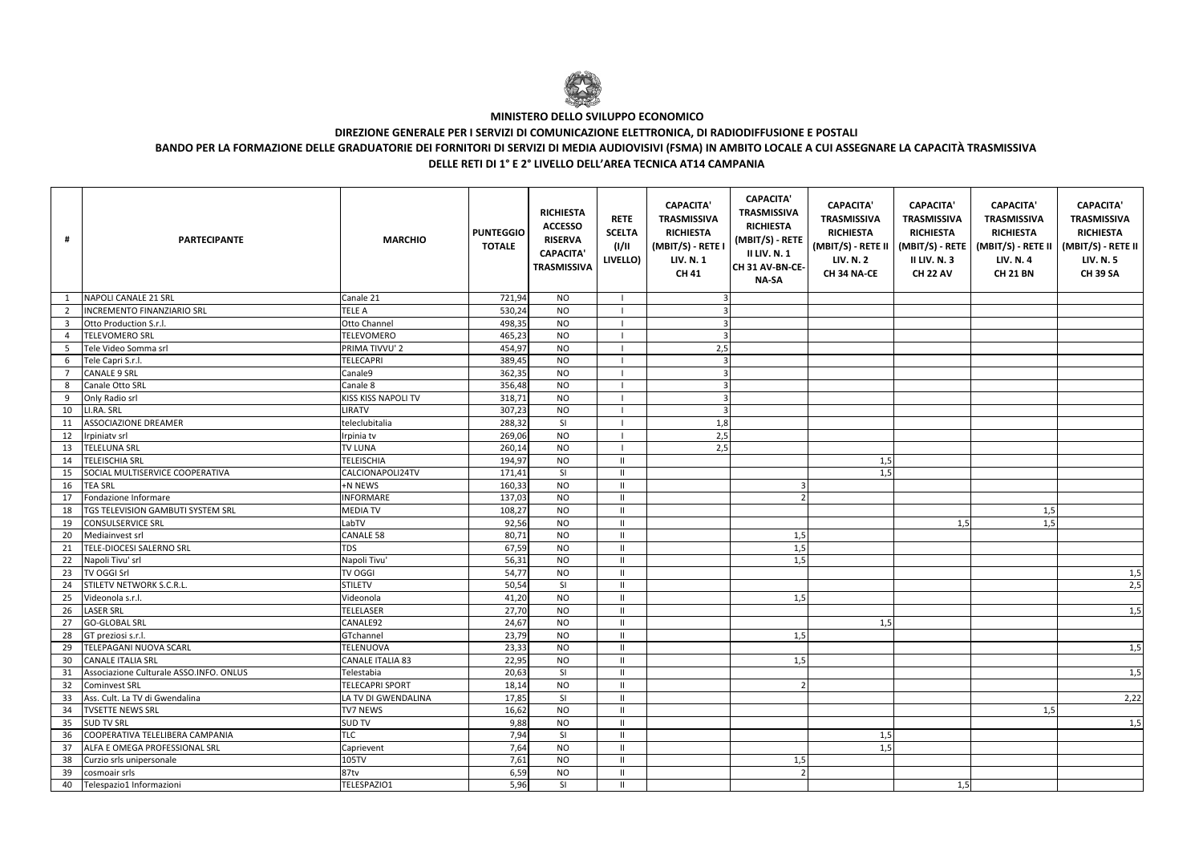**MINISTERO DELLO SVILUPPO ECONOMICO**

**DIREZIONE GENERALE PER I SERVIZI DI COMUNICAZIONE ELETTRONICA, DI RADIODIFFUSIONE E POSTALI**

**BANDO PER LA FORMAZIONE DELLE GRADUATORIE DEI FORNITORI DI SERVIZI DI MEDIA AUDIOVISIVI (FSMA) IN AMBITO LOCALE A CUI ASSEGNARE LA CAPACITÀ TRASMISSIVA DELLE RETI DI 1° E 2° LIVELLO DELL'AREA TECNICA AT14 CAMPANIA**

| # | PARTECIPANTE | MARCHIO | PUNTEGGIO TOTALE | RICHIESTA ACCESSO RISERVA CAPACITA' TRASMISSIVA | RETE SCELTA (I/II LIVELLO) | CAPACITA' TRASMISSIVA RICHIESTA (MBIT/S) - RETE I LIV. N. 1 CH 41 | CAPACITA' TRASMISSIVA RICHIESTA (MBIT/S) - RETE II LIV. N. 1 CH 31 AV-BN-CE-NA-SA | CAPACITA' TRASMISSIVA RICHIESTA (MBIT/S) - RETE II LIV. N. 2 CH 34 NA-CE | CAPACITA' TRASMISSIVA RICHIESTA (MBIT/S) - RETE II LIV. N. 3 CH 22 AV | CAPACITA' TRASMISSIVA RICHIESTA (MBIT/S) - RETE II LIV. N. 4 CH 21 BN | CAPACITA' TRASMISSIVA RICHIESTA (MBIT/S) - RETE II LIV. N. 5 CH 39 SA |
|---|---|---|---|---|---|---|---|---|---|---|---|
| 1 | NAPOLI CANALE 21 SRL | Canale 21 | 721,94 | NO | I | 3 | | | | | |
| 2 | INCREMENTO FINANZIARIO SRL | TELE A | 530,24 | NO | I | 3 | | | | | |
| 3 | Otto Production S.r.l. | Otto Channel | 498,35 | NO | I | 3 | | | | | |
| 4 | TELEVOMERO SRL | TELEVOMERO | 465,23 | NO | I | 3 | | | | | |
| 5 | Tele Video Somma srl | PRIMA TIVVU' 2 | 454,97 | NO | I | 2,5 | | | | | |
| 6 | Tele Capri S.r.l. | TELECAPRI | 389,45 | NO | I | 3 | | | | | |
| 7 | CANALE 9 SRL | Canale9 | 362,35 | NO | I | 3 | | | | | |
| 8 | Canale Otto SRL | Canale 8 | 356,48 | NO | I | 3 | | | | | |
| 9 | Only Radio srl | KISS KISS NAPOLI TV | 318,71 | NO | I | 3 | | | | | |
| 10 | LI.RA. SRL | LIRATV | 307,23 | NO | I | 3 | | | | | |
| 11 | ASSOCIAZIONE DREAMER | teleclubitalia | 288,32 | SI | I | 1,8 | | | | | |
| 12 | Irpiniatv srl | Irpinia tv | 269,06 | NO | I | 2,5 | | | | | |
| 13 | TELELUNA SRL | TV LUNA | 260,14 | NO | I | 2,5 | | | | | |
| 14 | TELEISCHIA SRL | TELEISCHIA | 194,97 | NO | II | | | 1,5 | | | |
| 15 | SOCIAL MULTISERVICE COOPERATIVA | CALCIONAPOLI24TV | 171,41 | SI | II | | | 1,5 | | | |
| 16 | TEA SRL | +N NEWS | 160,33 | NO | II | | 3 | | | | |
| 17 | Fondazione Informare | INFORMARE | 137,03 | NO | II | | 2 | | | | |
| 18 | TGS TELEVISION GAMBUTI SYSTEM SRL | MEDIA TV | 108,27 | NO | II | | | | | 1,5 | |
| 19 | CONSULSERVICE SRL | LabTV | 92,56 | NO | II | | | | 1,5 | 1,5 | |
| 20 | Mediainvest srl | CANALE 58 | 80,71 | NO | II | | 1,5 | | | | |
| 21 | TELE-DIOCESI SALERNO SRL | TDS | 67,59 | NO | II | | 1,5 | | | | |
| 22 | Napoli Tivu' srl | Napoli Tivu' | 56,31 | NO | II | | 1,5 | | | | |
| 23 | TV OGGI Srl | TV OGGI | 54,77 | NO | II | | | | | | 1,5 |
| 24 | STILETV NETWORK S.C.R.L. | STILETV | 50,54 | SI | II | | | | | | 2,5 |
| 25 | Videonola s.r.l. | Videonola | 41,20 | NO | II | | 1,5 | | | | |
| 26 | LASER SRL | TELELASER | 27,70 | NO | II | | | | | | 1,5 |
| 27 | GO-GLOBAL SRL | CANALE92 | 24,67 | NO | II | | | 1,5 | | | |
| 28 | GT preziosi s.r.l. | GTchannel | 23,79 | NO | II | | 1,5 | | | | |
| 29 | TELEPAGANI NUOVA SCARL | TELENUOVA | 23,33 | NO | II | | | | | | 1,5 |
| 30 | CANALE ITALIA SRL | CANALE ITALIA 83 | 22,95 | NO | II | | 1,5 | | | | |
| 31 | Associazione Culturale ASSO.INFO. ONLUS | Telestabia | 20,63 | SI | II | | | | | | 1,5 |
| 32 | Cominvest SRL | TELECAPRI SPORT | 18,14 | NO | II | | 2 | | | | |
| 33 | Ass. Cult. La TV di Gwendalina | LA TV DI GWENDALINA | 17,85 | SI | II | | | | | | 2,22 |
| 34 | TVSETTE NEWS SRL | TV7 NEWS | 16,62 | NO | II | | | | | 1,5 | |
| 35 | SUD TV SRL | SUD TV | 9,88 | NO | II | | | | | | 1,5 |
| 36 | COOPERATIVA TELELIBERA CAMPANIA | TLC | 7,94 | SI | II | | | 1,5 | | | |
| 37 | ALFA E OMEGA PROFESSIONAL SRL | Caprievent | 7,64 | NO | II | | | 1,5 | | | |
| 38 | Curzio srls unipersonale | 105TV | 7,61 | NO | II | | 1,5 | | | | |
| 39 | cosmoair srls | 87tv | 6,59 | NO | II | | 2 | | | | |
| 40 | Telespazio1 Informazioni | TELESPAZIO1 | 5,96 | SI | II | | | | 1,5 | | |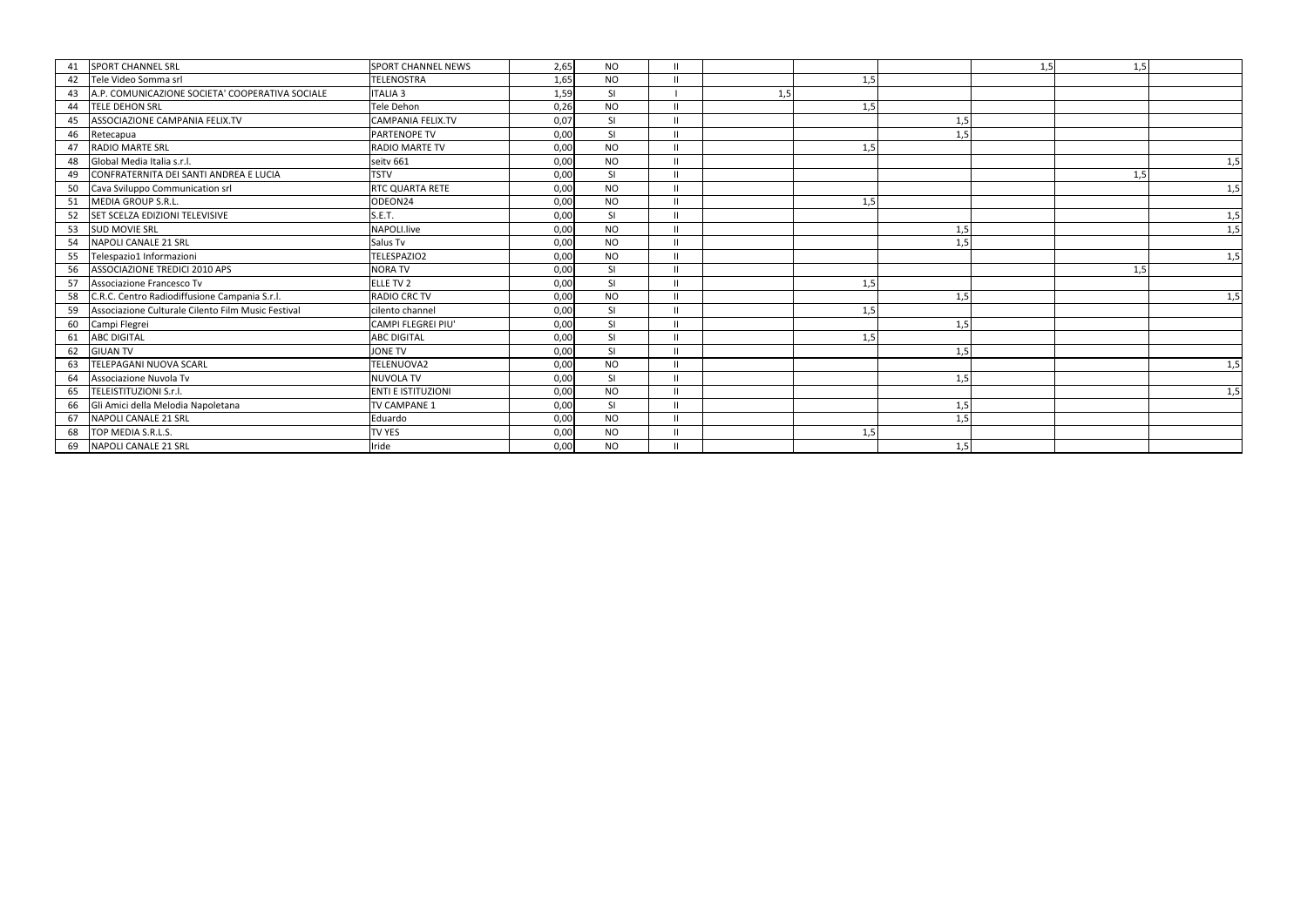| | | | | | | | | | | | |
|---|---|---|---|---|---|---|---|---|---|---|---|
| 41 | SPORT CHANNEL SRL | SPORT CHANNEL NEWS | 2,65 | NO | II | | | | 1,5 | 1,5 | |
| 42 | Tele Video Somma srl | TELENOSTRA | 1,65 | NO | II | | 1,5 | | | | |
| 43 | A.P. COMUNICAZIONE SOCIETA' COOPERATIVA SOCIALE | ITALIA 3 | 1,59 | SI | I | 1,5 | | | | | |
| 44 | TELE DEHON SRL | Tele Dehon | 0,26 | NO | II | | 1,5 | | | | |
| 45 | ASSOCIAZIONE CAMPANIA FELIX.TV | CAMPANIA FELIX.TV | 0,07 | SI | II | | | 1,5 | | | |
| 46 | Retecapua | PARTENOPE TV | 0,00 | SI | II | | | 1,5 | | | |
| 47 | RADIO MARTE SRL | RADIO MARTE TV | 0,00 | NO | II | | 1,5 | | | | |
| 48 | Global Media Italia s.r.l. | seitv 661 | 0,00 | NO | II | | | | | | 1,5 |
| 49 | CONFRATERNITA DEI SANTI ANDREA E LUCIA | TSTV | 0,00 | SI | II | | | | | 1,5 | |
| 50 | Cava Sviluppo Communication srl | RTC QUARTA RETE | 0,00 | NO | II | | | | | | 1,5 |
| 51 | MEDIA GROUP S.R.L. | ODEON24 | 0,00 | NO | II | | 1,5 | | | | |
| 52 | SET SCELZA EDIZIONI TELEVISIVE | S.E.T. | 0,00 | SI | II | | | | | | 1,5 |
| 53 | SUD MOVIE SRL | NAPOLI.live | 0,00 | NO | II | | | 1,5 | | | 1,5 |
| 54 | NAPOLI CANALE 21 SRL | Salus Tv | 0,00 | NO | II | | | 1,5 | | | |
| 55 | Telespazio1 Informazioni | TELESPAZIO2 | 0,00 | NO | II | | | | | | 1,5 |
| 56 | ASSOCIAZIONE TREDICI 2010 APS | NORA TV | 0,00 | SI | II | | | | | 1,5 | |
| 57 | Associazione Francesco Tv | ELLE TV 2 | 0,00 | SI | II | | 1,5 | | | | |
| 58 | C.R.C. Centro Radiodiffusione Campania S.r.l. | RADIO CRC TV | 0,00 | NO | II | | | 1,5 | | | 1,5 |
| 59 | Associazione Culturale Cilento Film Music Festival | cilento channel | 0,00 | SI | II | | 1,5 | | | | |
| 60 | Campi Flegrei | CAMPI FLEGREI PIU' | 0,00 | SI | II | | | 1,5 | | | |
| 61 | ABC DIGITAL | ABC DIGITAL | 0,00 | SI | II | | 1,5 | | | | |
| 62 | GIUAN TV | JONE TV | 0,00 | SI | II | | | 1,5 | | | |
| 63 | TELEPAGANI NUOVA SCARL | TELENUOVA2 | 0,00 | NO | II | | | | | | 1,5 |
| 64 | Associazione Nuvola Tv | NUVOLA TV | 0,00 | SI | II | | | 1,5 | | | |
| 65 | TELEISTITUZIONI S.r.l. | ENTI E ISTITUZIONI | 0,00 | NO | II | | | | | | 1,5 |
| 66 | Gli Amici della Melodia Napoletana | TV CAMPANE 1 | 0,00 | SI | II | | | 1,5 | | | |
| 67 | NAPOLI CANALE 21 SRL | Eduardo | 0,00 | NO | II | | | 1,5 | | | |
| 68 | TOP MEDIA S.R.L.S. | TV YES | 0,00 | NO | II | | 1,5 | | | | |
| 69 | NAPOLI CANALE 21 SRL | Iride | 0,00 | NO | II | | | 1,5 | | | |